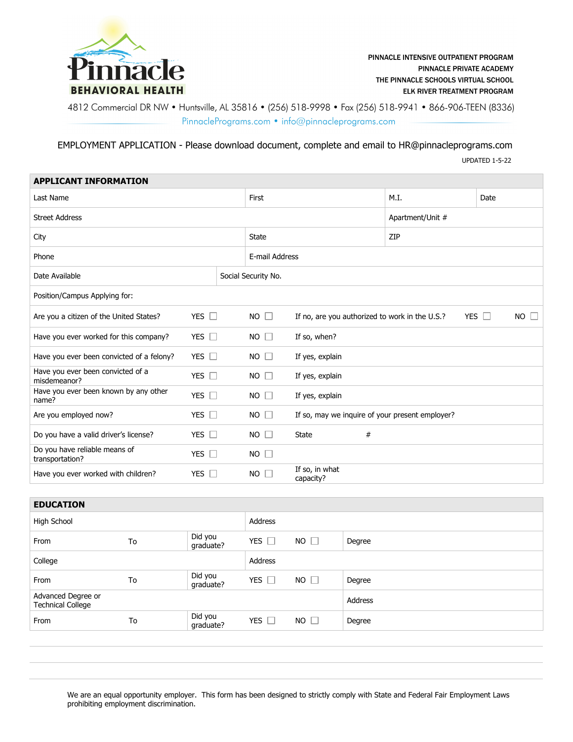# Pinnacle BEHAVIORAL HEALTH

PINNACLE INTENSIVE OUTPATIENT PROGRAM
PINNACLE PRIVATE ACADEMY
THE PINNACLE SCHOOLS VIRTUAL SCHOOL
ELK RIVER TREATMENT PROGRAM

4812 Commercial DR NW • Huntsville, AL 35816 • (256) 518-9998 • Fax (256) 518-9941 • 866-906-TEEN (8336)
PinnaclePrograms.com • info@pinnacleprograms.com

EMPLOYMENT APPLICATION - Please download document, complete and email to HR@pinnacleprograms.com

UPDATED 1-5-22

## APPLICANT INFORMATION

| Last Name | First | M.I. | Date |
|---|---|---|---|
| Street Address | | Apartment/Unit # | |
| City | State | ZIP | |
| Phone | E-mail Address | | |
| Date Available | Social Security No. | | |
| Position/Campus Applying for: | | | |

| | | | | | |
|---|---|---|---|---|---|
| Are you a citizen of the United States? | YES ☐ | NO ☐ | If no, are you authorized to work in the U.S.? | YES ☐ | NO ☐ |
| Have you ever worked for this company? | YES ☐ | NO ☐ | If so, when? | | |
| Have you ever been convicted of a felony? | YES ☐ | NO ☐ | If yes, explain | | |
| Have you ever been convicted of a misdemeanor? | YES ☐ | NO ☐ | If yes, explain | | |
| Have you ever been known by any other name? | YES ☐ | NO ☐ | If yes, explain | | |
| Are you employed now? | YES ☐ | NO ☐ | If so, may we inquire of your present employer? | | |
| Do you have a valid driver's license? | YES ☐ | NO ☐ | State | # | |
| Do you have reliable means of transportation? | YES ☐ | NO ☐ | | | |
| Have you ever worked with children? | YES ☐ | NO ☐ | If so, in what capacity? | | |

## EDUCATION

| | | | | | |
|---|---|---|---|---|---|
| High School | | | Address | | |
| From | To | Did you graduate? | YES ☐ | NO ☐ | Degree |
| College | | | Address | | |
| From | To | Did you graduate? | YES ☐ | NO ☐ | Degree |
| Advanced Degree or Technical College | | | | | Address |
| From | To | Did you graduate? | YES ☐ | NO ☐ | Degree |

We are an equal opportunity employer. This form has been designed to strictly comply with State and Federal Fair Employment Laws prohibiting employment discrimination.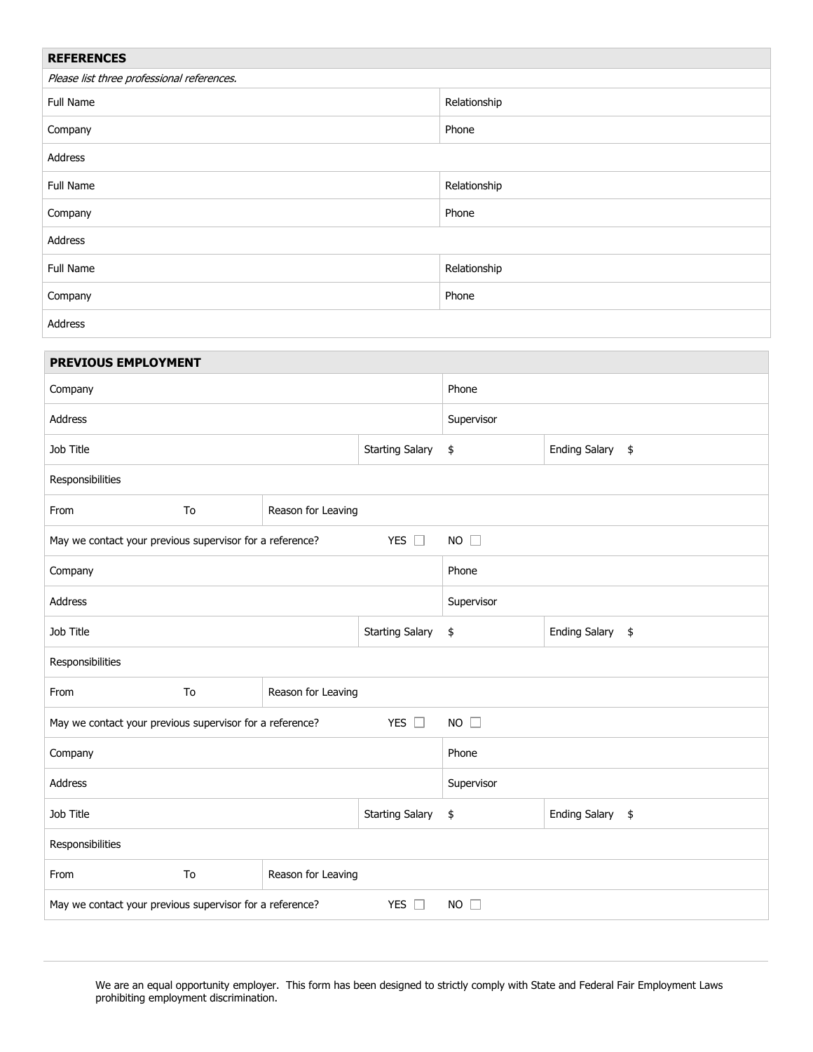## REFERENCES

*Please list three professional references.*

| Full Name | Relationship |
|---|---|
| Company | Phone |
| Address | |
| Full Name | Relationship |
| Company | Phone |
| Address | |
| Full Name | Relationship |
| Company | Phone |
| Address | |

## PREVIOUS EMPLOYMENT

| Company | | | Phone | |
|---|---|---|---|---|
| Address | | | Supervisor | |
| Job Title | | Starting Salary | $ | Ending Salary $ |
| Responsibilities | | | | |
| From | To | Reason for Leaving | | |
| May we contact your previous supervisor for a reference? | | YES ☐ | NO ☐ | |
| Company | | | Phone | |
| Address | | | Supervisor | |
| Job Title | | Starting Salary | $ | Ending Salary $ |
| Responsibilities | | | | |
| From | To | Reason for Leaving | | |
| May we contact your previous supervisor for a reference? | | YES ☐ | NO ☐ | |
| Company | | | Phone | |
| Address | | | Supervisor | |
| Job Title | | Starting Salary | $ | Ending Salary $ |
| Responsibilities | | | | |
| From | To | Reason for Leaving | | |
| May we contact your previous supervisor for a reference? | | YES ☐ | NO ☐ | |

We are an equal opportunity employer. This form has been designed to strictly comply with State and Federal Fair Employment Laws prohibiting employment discrimination.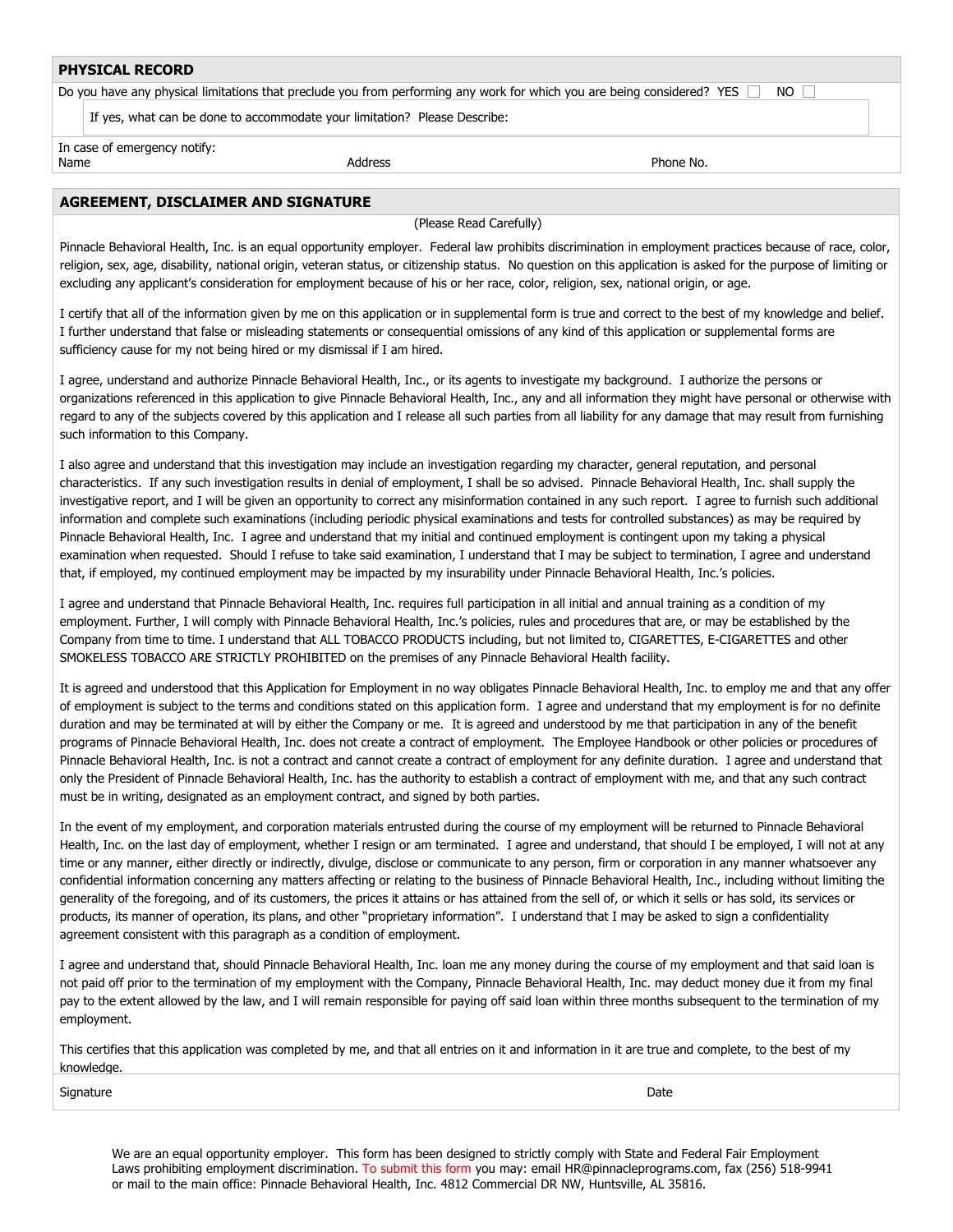## PHYSICAL RECORD

Do you have any physical limitations that preclude you from performing any work for which you are being considered? YES ☐ NO ☐

If yes, what can be done to accommodate your limitation? Please Describe:

In case of emergency notify:

| Name | Address | Phone No. |
|---|---|---|
| | | |

## AGREEMENT, DISCLAIMER AND SIGNATURE

(Please Read Carefully)

Pinnacle Behavioral Health, Inc. is an equal opportunity employer. Federal law prohibits discrimination in employment practices because of race, color, religion, sex, age, disability, national origin, veteran status, or citizenship status. No question on this application is asked for the purpose of limiting or excluding any applicant's consideration for employment because of his or her race, color, religion, sex, national origin, or age.

I certify that all of the information given by me on this application or in supplemental form is true and correct to the best of my knowledge and belief. I further understand that false or misleading statements or consequential omissions of any kind of this application or supplemental forms are sufficiency cause for my not being hired or my dismissal if I am hired.

I agree, understand and authorize Pinnacle Behavioral Health, Inc., or its agents to investigate my background. I authorize the persons or organizations referenced in this application to give Pinnacle Behavioral Health, Inc., any and all information they might have personal or otherwise with regard to any of the subjects covered by this application and I release all such parties from all liability for any damage that may result from furnishing such information to this Company.

I also agree and understand that this investigation may include an investigation regarding my character, general reputation, and personal characteristics. If any such investigation results in denial of employment, I shall be so advised. Pinnacle Behavioral Health, Inc. shall supply the investigative report, and I will be given an opportunity to correct any misinformation contained in any such report. I agree to furnish such additional information and complete such examinations (including periodic physical examinations and tests for controlled substances) as may be required by Pinnacle Behavioral Health, Inc. I agree and understand that my initial and continued employment is contingent upon my taking a physical examination when requested. Should I refuse to take said examination, I understand that I may be subject to termination, I agree and understand that, if employed, my continued employment may be impacted by my insurability under Pinnacle Behavioral Health, Inc.'s policies.

I agree and understand that Pinnacle Behavioral Health, Inc. requires full participation in all initial and annual training as a condition of my employment. Further, I will comply with Pinnacle Behavioral Health, Inc.'s policies, rules and procedures that are, or may be established by the Company from time to time. I understand that ALL TOBACCO PRODUCTS including, but not limited to, CIGARETTES, E-CIGARETTES and other SMOKELESS TOBACCO ARE STRICTLY PROHIBITED on the premises of any Pinnacle Behavioral Health facility.

It is agreed and understood that this Application for Employment in no way obligates Pinnacle Behavioral Health, Inc. to employ me and that any offer of employment is subject to the terms and conditions stated on this application form. I agree and understand that my employment is for no definite duration and may be terminated at will by either the Company or me. It is agreed and understood by me that participation in any of the benefit programs of Pinnacle Behavioral Health, Inc. does not create a contract of employment. The Employee Handbook or other policies or procedures of Pinnacle Behavioral Health, Inc. is not a contract and cannot create a contract of employment for any definite duration. I agree and understand that only the President of Pinnacle Behavioral Health, Inc. has the authority to establish a contract of employment with me, and that any such contract must be in writing, designated as an employment contract, and signed by both parties.

In the event of my employment, and corporation materials entrusted during the course of my employment will be returned to Pinnacle Behavioral Health, Inc. on the last day of employment, whether I resign or am terminated. I agree and understand, that should I be employed, I will not at any time or any manner, either directly or indirectly, divulge, disclose or communicate to any person, firm or corporation in any manner whatsoever any confidential information concerning any matters affecting or relating to the business of Pinnacle Behavioral Health, Inc., including without limiting the generality of the foregoing, and of its customers, the prices it attains or has attained from the sell of, or which it sells or has sold, its services or products, its manner of operation, its plans, and other "proprietary information". I understand that I may be asked to sign a confidentiality agreement consistent with this paragraph as a condition of employment.

I agree and understand that, should Pinnacle Behavioral Health, Inc. loan me any money during the course of my employment and that said loan is not paid off prior to the termination of my employment with the Company, Pinnacle Behavioral Health, Inc. may deduct money due it from my final pay to the extent allowed by the law, and I will remain responsible for paying off said loan within three months subsequent to the termination of my employment.

This certifies that this application was completed by me, and that all entries on it and information in it are true and complete, to the best of my knowledge.

| Signature | Date |
|---|---|
| | |

We are an equal opportunity employer. This form has been designed to strictly comply with State and Federal Fair Employment Laws prohibiting employment discrimination. To submit this form you may: email HR@pinnacleprograms.com, fax (256) 518-9941 or mail to the main office: Pinnacle Behavioral Health, Inc. 4812 Commercial DR NW, Huntsville, AL 35816.